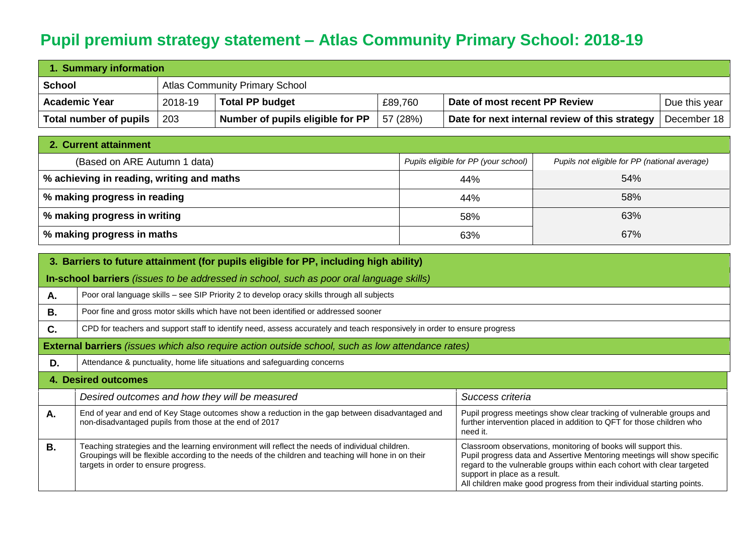# Pupil premium strategy statement – Atlas Community Primary School: 2018-19

| 1. Summary information | | | | | |
|---|---|---|---|---|---|
| **School** | Atlas Community Primary School | | | | |
| **Academic Year** | 2018-19 | **Total PP budget** | £89,760 | **Date of most recent PP Review** | Due this year |
| **Total number of pupils** | 203 | **Number of pupils eligible for PP** | 57 (28%) | **Date for next internal review of this strategy** | December 18 |

| 2. Current attainment | | |
|---|---|---|
| (Based on ARE Autumn 1 data) | *Pupils eligible for PP (your school)* | *Pupils not eligible for PP (national average)* |
| **% achieving in reading, writing and maths** | 44% | 54% |
| **% making progress in reading** | 44% | 58% |
| **% making progress in writing** | 58% | 63% |
| **% making progress in maths** | 63% | 67% |

| 3. Barriers to future attainment (for pupils eligible for PP, including high ability) | |
|---|---|
| **In-school barriers** *(issues to be addressed in school, such as poor oral language skills)* | |
| **A.** | Poor oral language skills – see SIP Priority 2 to develop oracy skills through all subjects |
| **B.** | Poor fine and gross motor skills which have not been identified or addressed sooner |
| **C.** | CPD for teachers and support staff to identify need, assess accurately and teach responsively in order to ensure progress |
| **External barriers** *(issues which also require action outside school, such as low attendance rates)* | |
| **D.** | Attendance & punctuality, home life situations and safeguarding concerns |

| 4. Desired outcomes | | |
|---|---|---|
| | *Desired outcomes and how they will be measured* | *Success criteria* |
| **A.** | End of year and end of Key Stage outcomes show a reduction in the gap between disadvantaged and non-disadvantaged pupils from those at the end of 2017 | Pupil progress meetings show clear tracking of vulnerable groups and further intervention placed in addition to QFT for those children who need it. |
| **B.** | Teaching strategies and the learning environment will reflect the needs of individual children. Groupings will be flexible according to the needs of the children and teaching will hone in on their targets in order to ensure progress. | Classroom observations, monitoring of books will support this. Pupil progress data and Assertive Mentoring meetings will show specific regard to the vulnerable groups within each cohort with clear targeted support in place as a result. All children make good progress from their individual starting points. |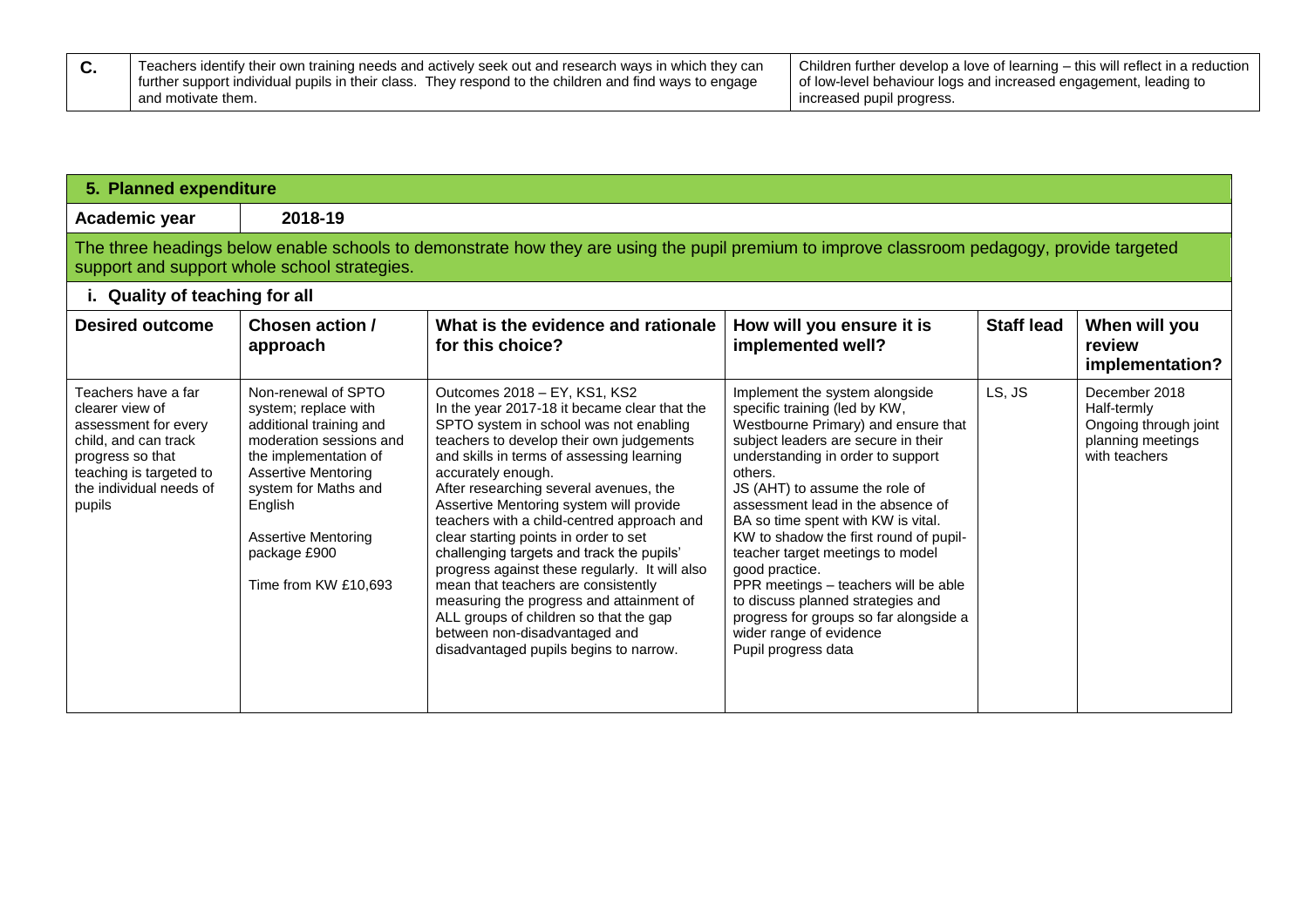| C. | Teachers identify their own training needs and actively seek out and research ways in which they can further support individual pupils in their class. They respond to the children and find ways to engage and motivate them. | Children further develop a love of learning – this will reflect in a reduction of low-level behaviour logs and increased engagement, leading to increased pupil progress. |
|---|---|---|

## 5. Planned expenditure

**Academic year** | **2018-19**

The three headings below enable schools to demonstrate how they are using the pupil premium to improve classroom pedagogy, provide targeted support and support whole school strategies.

### i. Quality of teaching for all

| Desired outcome | Chosen action / approach | What is the evidence and rationale for this choice? | How will you ensure it is implemented well? | Staff lead | When will you review implementation? |
|---|---|---|---|---|---|
| Teachers have a far clearer view of assessment for every child, and can track progress so that teaching is targeted to the individual needs of pupils | Non-renewal of SPTO system; replace with additional training and moderation sessions and the implementation of Assertive Mentoring system for Maths and English<br><br>Assertive Mentoring package £900<br><br>Time from KW £10,693 | Outcomes 2018 – EY, KS1, KS2<br>In the year 2017-18 it became clear that the SPTO system in school was not enabling teachers to develop their own judgements and skills in terms of assessing learning accurately enough.<br>After researching several avenues, the Assertive Mentoring system will provide teachers with a child-centred approach and clear starting points in order to set challenging targets and track the pupils' progress against these regularly. It will also mean that teachers are consistently measuring the progress and attainment of ALL groups of children so that the gap between non-disadvantaged and disadvantaged pupils begins to narrow. | Implement the system alongside specific training (led by KW, Westbourne Primary) and ensure that subject leaders are secure in their understanding in order to support others.<br>JS (AHT) to assume the role of assessment lead in the absence of BA so time spent with KW is vital.<br>KW to shadow the first round of pupil-teacher target meetings to model good practice.<br>PPR meetings – teachers will be able to discuss planned strategies and progress for groups so far alongside a wider range of evidence<br>Pupil progress data | LS, JS | December 2018<br>Half-termly<br>Ongoing through joint planning meetings with teachers |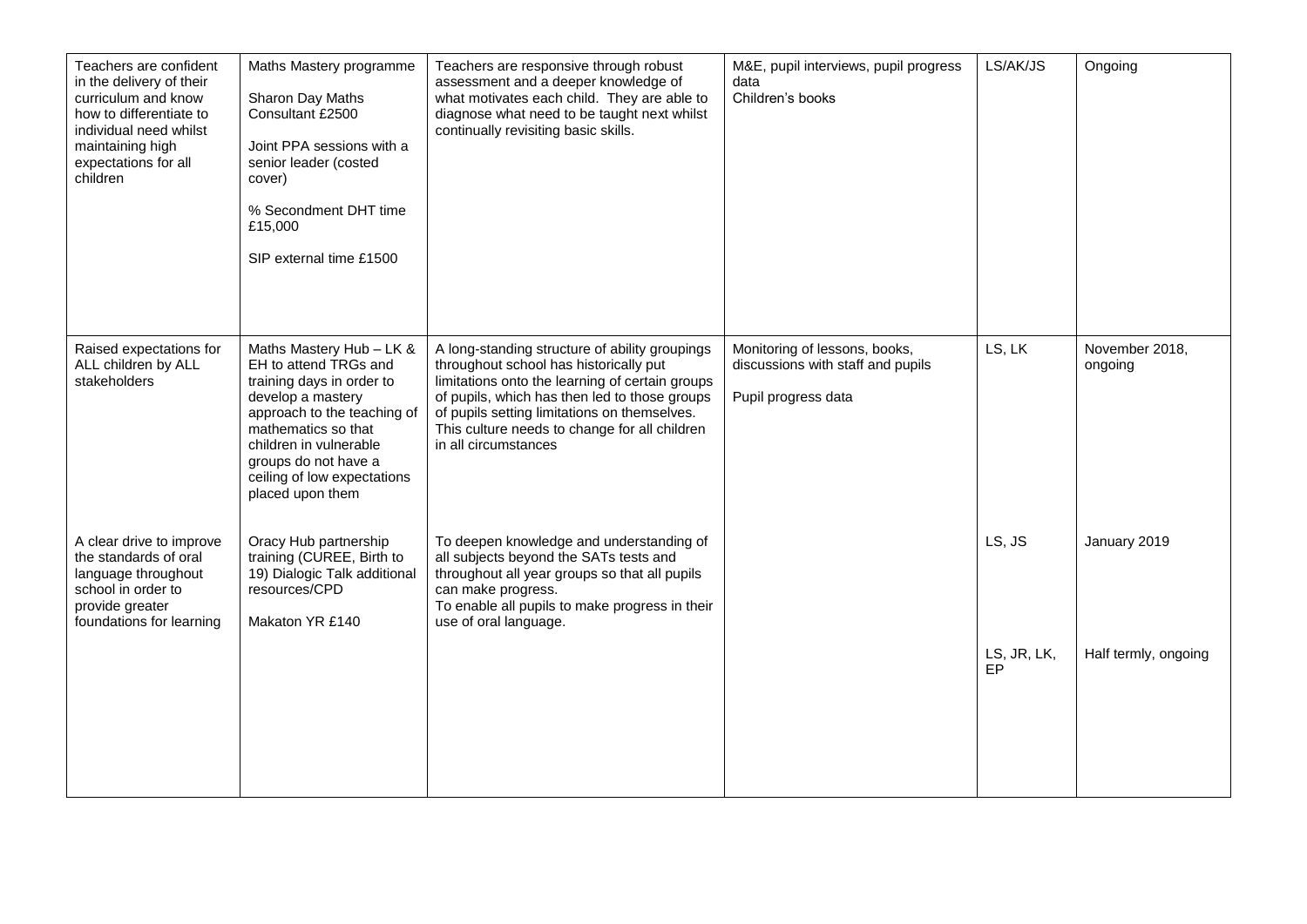| | | | | | |
|---|---|---|---|---|---|
| Teachers are confident in the delivery of their curriculum and know how to differentiate to individual need whilst maintaining high expectations for all children | Maths Mastery programme<br><br>Sharon Day Maths Consultant £2500<br><br>Joint PPA sessions with a senior leader (costed cover)<br><br>% Secondment DHT time £15,000<br><br>SIP external time £1500 | Teachers are responsive through robust assessment and a deeper knowledge of what motivates each child. They are able to diagnose what need to be taught next whilst continually revisiting basic skills. | M&E, pupil interviews, pupil progress data<br>Children's books | LS/AK/JS | Ongoing |
| Raised expectations for ALL children by ALL stakeholders<br><br>A clear drive to improve the standards of oral language throughout school in order to provide greater foundations for learning | Maths Mastery Hub – LK & EH to attend TRGs and training days in order to develop a mastery approach to the teaching of mathematics so that children in vulnerable groups do not have a ceiling of low expectations placed upon them<br><br>Oracy Hub partnership training (CUREE, Birth to 19) Dialogic Talk additional resources/CPD<br><br>Makaton YR £140 | A long-standing structure of ability groupings throughout school has historically put limitations onto the learning of certain groups of pupils, which has then led to those groups of pupils setting limitations on themselves. This culture needs to change for all children in all circumstances<br><br>To deepen knowledge and understanding of all subjects beyond the SATs tests and throughout all year groups so that all pupils can make progress.<br>To enable all pupils to make progress in their use of oral language. | Monitoring of lessons, books, discussions with staff and pupils<br><br>Pupil progress data | LS, LK<br><br>LS, JS<br><br>LS, JR, LK, EP | November 2018, ongoing<br><br>January 2019<br><br>Half termly, ongoing |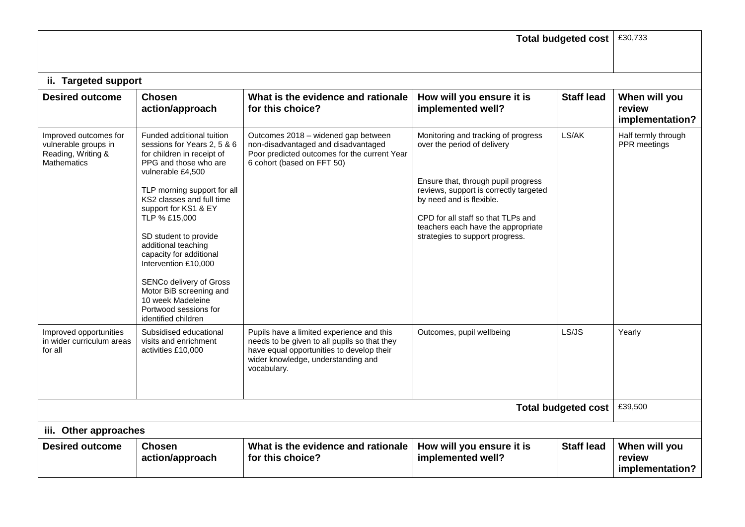| | | | | **Total budgeted cost** | £30,733 |
|---|---|---|---|---|---|

### ii. Targeted support

| Desired outcome | Chosen action/approach | What is the evidence and rationale for this choice? | How will you ensure it is implemented well? | Staff lead | When will you review implementation? |
|---|---|---|---|---|---|
| Improved outcomes for vulnerable groups in Reading, Writing & Mathematics | Funded additional tuition sessions for Years 2, 5 & 6 for children in receipt of PPG and those who are vulnerable £4,500<br><br>TLP morning support for all KS2 classes and full time support for KS1 & EY TLP % £15,000<br><br>SD student to provide additional teaching capacity for additional Intervention £10,000<br><br>SENCo delivery of Gross Motor BiB screening and 10 week Madeleine Portwood sessions for identified children | Outcomes 2018 – widened gap between non-disadvantaged and disadvantaged Poor predicted outcomes for the current Year 6 cohort (based on FFT 50) | Monitoring and tracking of progress over the period of delivery<br><br>Ensure that, through pupil progress reviews, support is correctly targeted by need and is flexible.<br><br>CPD for all staff so that TLPs and teachers each have the appropriate strategies to support progress. | LS/AK | Half termly through PPR meetings |
| Improved opportunities in wider curriculum areas for all | Subsidised educational visits and enrichment activities £10,000 | Pupils have a limited experience and this needs to be given to all pupils so that they have equal opportunities to develop their wider knowledge, understanding and vocabulary. | Outcomes, pupil wellbeing | LS/JS | Yearly |
| | | | | **Total budgeted cost** | £39,500 |

### iii. Other approaches

| Desired outcome | Chosen action/approach | What is the evidence and rationale for this choice? | How will you ensure it is implemented well? | Staff lead | When will you review implementation? |
|---|---|---|---|---|---|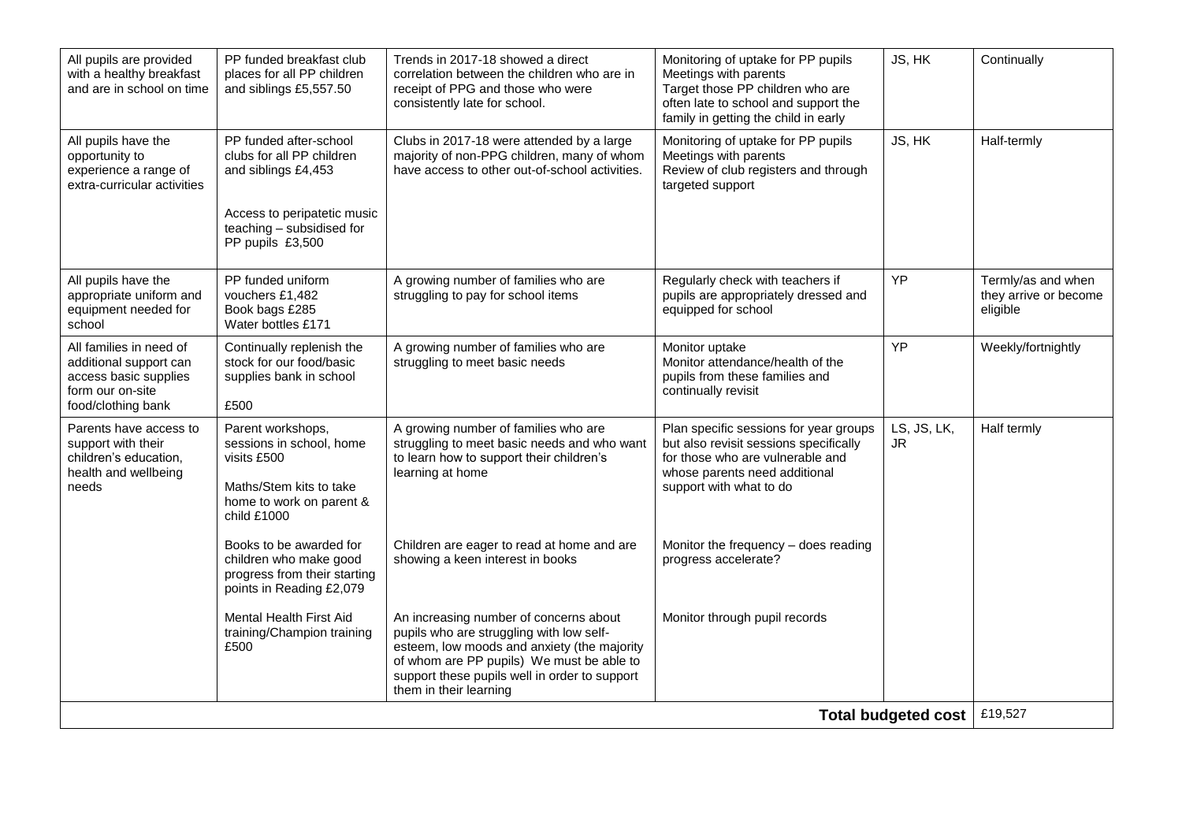| | | | | | |
|---|---|---|---|---|---|
| All pupils are provided with a healthy breakfast and are in school on time | PP funded breakfast club places for all PP children and siblings £5,557.50 | Trends in 2017-18 showed a direct correlation between the children who are in receipt of PPG and those who were consistently late for school. | Monitoring of uptake for PP pupils<br>Meetings with parents<br>Target those PP children who are often late to school and support the family in getting the child in early | JS, HK | Continually |
| All pupils have the opportunity to experience a range of extra-curricular activities | PP funded after-school clubs for all PP children and siblings £4,453<br><br>Access to peripatetic music teaching – subsidised for PP pupils £3,500 | Clubs in 2017-18 were attended by a large majority of non-PPG children, many of whom have access to other out-of-school activities. | Monitoring of uptake for PP pupils<br>Meetings with parents<br>Review of club registers and through targeted support | JS, HK | Half-termly |
| All pupils have the appropriate uniform and equipment needed for school | PP funded uniform vouchers £1,482<br>Book bags £285<br>Water bottles £171 | A growing number of families who are struggling to pay for school items | Regularly check with teachers if pupils are appropriately dressed and equipped for school | YP | Termly/as and when they arrive or become eligible |
| All families in need of additional support can access basic supplies form our on-site food/clothing bank | Continually replenish the stock for our food/basic supplies bank in school<br><br>£500 | A growing number of families who are struggling to meet basic needs | Monitor uptake<br>Monitor attendance/health of the pupils from these families and continually revisit | YP | Weekly/fortnightly |
| Parents have access to support with their children's education, health and wellbeing needs | Parent workshops, sessions in school, home visits £500<br><br>Maths/Stem kits to take home to work on parent & child £1000 | A growing number of families who are struggling to meet basic needs and who want to learn how to support their children's learning at home | Plan specific sessions for year groups but also revisit sessions specifically for those who are vulnerable and whose parents need additional support with what to do | LS, JS, LK, JR | Half termly |
| | Books to be awarded for children who make good progress from their starting points in Reading £2,079 | Children are eager to read at home and are showing a keen interest in books | Monitor the frequency – does reading progress accelerate? | | |
| | Mental Health First Aid training/Champion training £500 | An increasing number of concerns about pupils who are struggling with low self-esteem, low moods and anxiety (the majority of whom are PP pupils) We must be able to support these pupils well in order to support them in their learning | Monitor through pupil records | | |
| | | | | **Total budgeted cost** | £19,527 |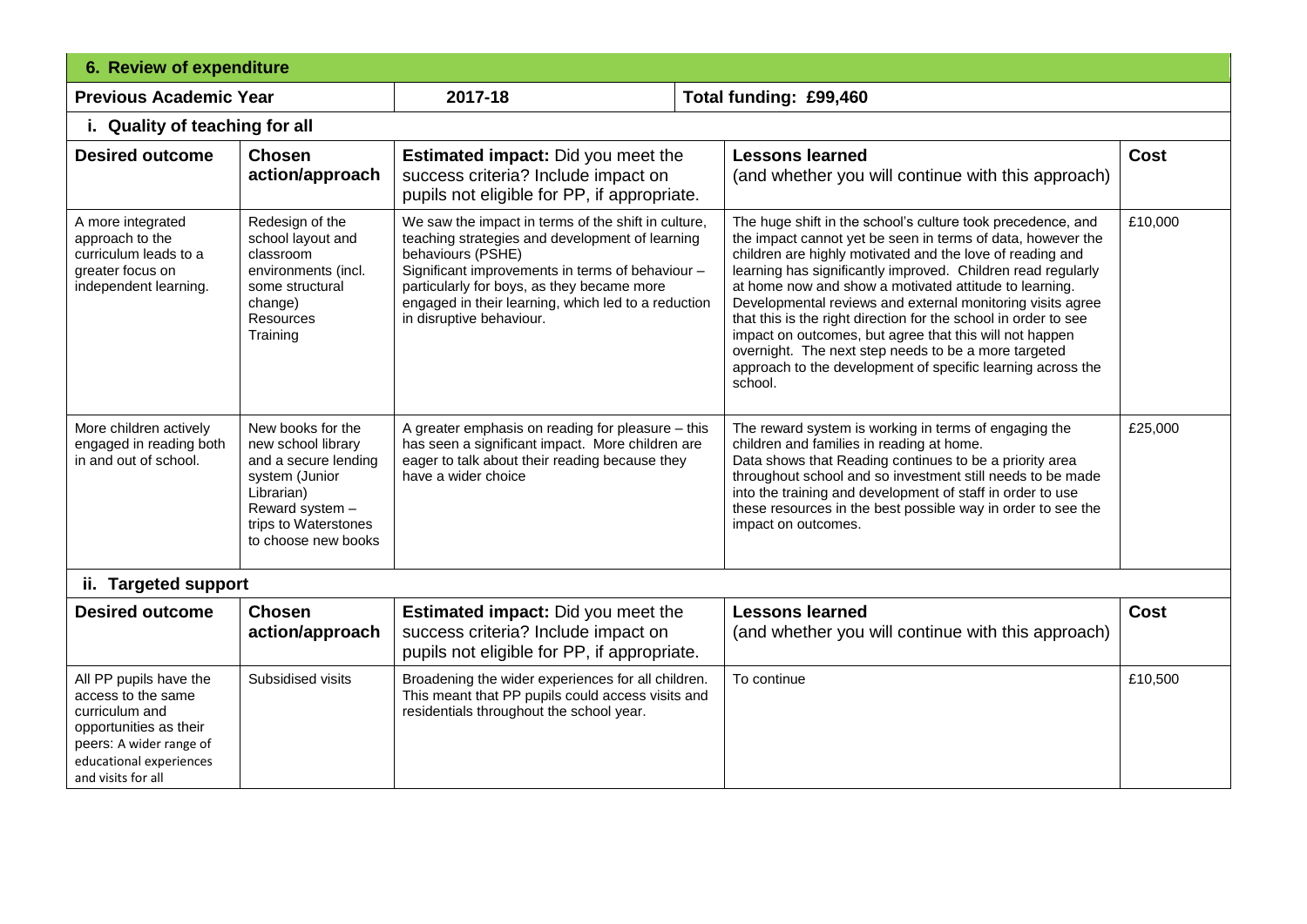## 6. Review of expenditure

| Previous Academic Year | 2017-18 | Total funding: £99,460 |
|---|---|---|

### i. Quality of teaching for all

| Desired outcome | Chosen action/approach | **Estimated impact:** Did you meet the success criteria? Include impact on pupils not eligible for PP, if appropriate. | Lessons learned (and whether you will continue with this approach) | Cost |
|---|---|---|---|---|
| A more integrated approach to the curriculum leads to a greater focus on independent learning. | Redesign of the school layout and classroom environments (incl. some structural change) Resources Training | We saw the impact in terms of the shift in culture, teaching strategies and development of learning behaviours (PSHE) Significant improvements in terms of behaviour – particularly for boys, as they became more engaged in their learning, which led to a reduction in disruptive behaviour. | The huge shift in the school's culture took precedence, and the impact cannot yet be seen in terms of data, however the children are highly motivated and the love of reading and learning has significantly improved. Children read regularly at home now and show a motivated attitude to learning. Developmental reviews and external monitoring visits agree that this is the right direction for the school in order to see impact on outcomes, but agree that this will not happen overnight. The next step needs to be a more targeted approach to the development of specific learning across the school. | £10,000 |
| More children actively engaged in reading both in and out of school. | New books for the new school library and a secure lending system (Junior Librarian) Reward system – trips to Waterstones to choose new books | A greater emphasis on reading for pleasure – this has seen a significant impact. More children are eager to talk about their reading because they have a wider choice | The reward system is working in terms of engaging the children and families in reading at home. Data shows that Reading continues to be a priority area throughout school and so investment still needs to be made into the training and development of staff in order to use these resources in the best possible way in order to see the impact on outcomes. | £25,000 |

### ii. Targeted support

| Desired outcome | Chosen action/approach | **Estimated impact:** Did you meet the success criteria? Include impact on pupils not eligible for PP, if appropriate. | Lessons learned (and whether you will continue with this approach) | Cost |
|---|---|---|---|---|
| All PP pupils have the access to the same curriculum and opportunities as their peers: A wider range of educational experiences and visits for all | Subsidised visits | Broadening the wider experiences for all children. This meant that PP pupils could access visits and residentials throughout the school year. | To continue | £10,500 |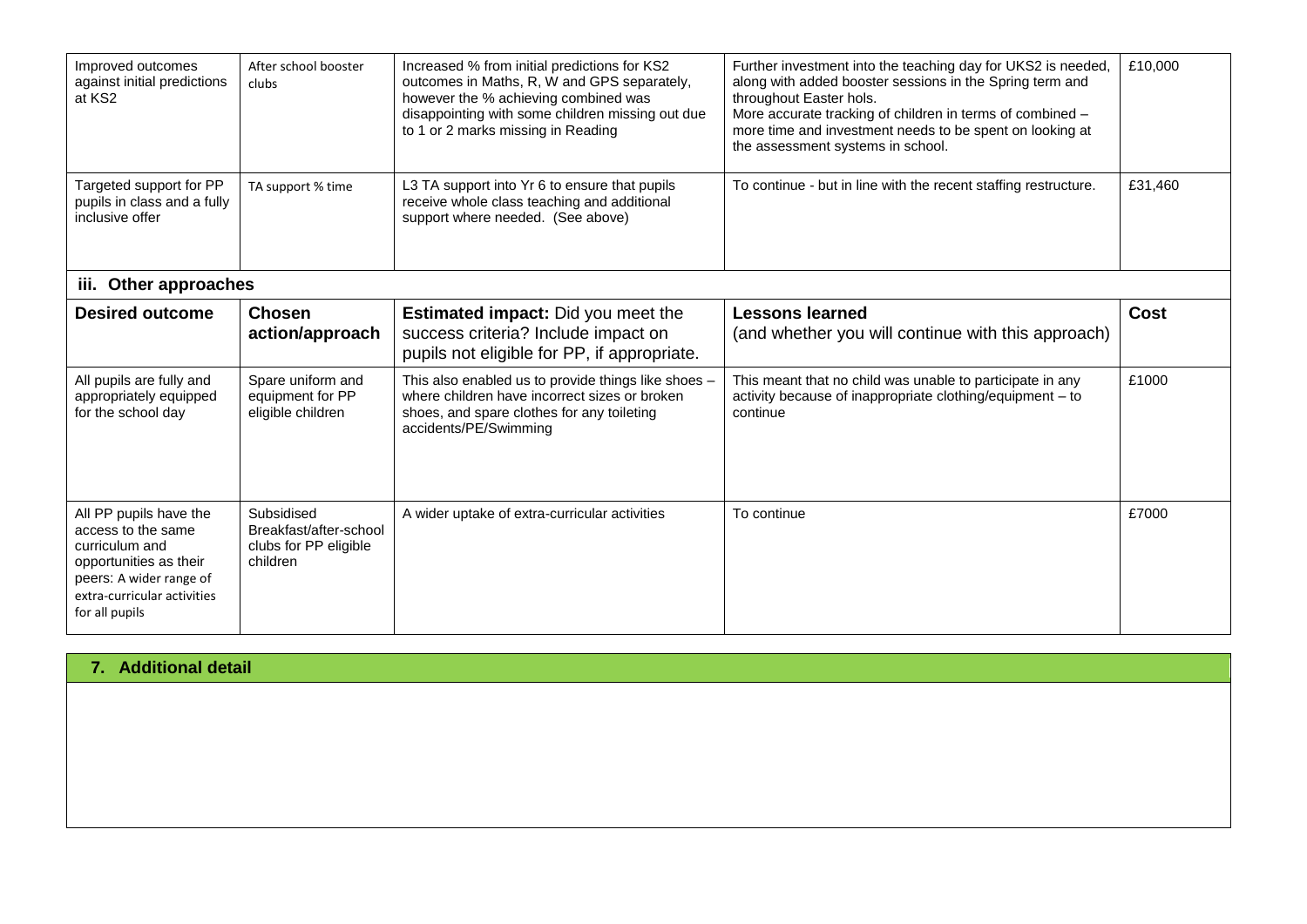| | | | | |
|---|---|---|---|---|
| Improved outcomes against initial predictions at KS2 | After school booster clubs | Increased % from initial predictions for KS2 outcomes in Maths, R, W and GPS separately, however the % achieving combined was disappointing with some children missing out due to 1 or 2 marks missing in Reading | Further investment into the teaching day for UKS2 is needed, along with added booster sessions in the Spring term and throughout Easter hols.<br>More accurate tracking of children in terms of combined – more time and investment needs to be spent on looking at the assessment systems in school. | £10,000 |
| Targeted support for PP pupils in class and a fully inclusive offer | TA support % time | L3 TA support into Yr 6 to ensure that pupils receive whole class teaching and additional support where needed. (See above) | To continue - but in line with the recent staffing restructure. | £31,460 |

### iii. Other approaches

| Desired outcome | Chosen action/approach | Estimated impact: Did you meet the success criteria? Include impact on pupils not eligible for PP, if appropriate. | Lessons learned (and whether you will continue with this approach) | Cost |
|---|---|---|---|---|
| All pupils are fully and appropriately equipped for the school day | Spare uniform and equipment for PP eligible children | This also enabled us to provide things like shoes – where children have incorrect sizes or broken shoes, and spare clothes for any toileting accidents/PE/Swimming | This meant that no child was unable to participate in any activity because of inappropriate clothing/equipment – to continue | £1000 |
| All PP pupils have the access to the same curriculum and opportunities as their peers: A wider range of extra-curricular activities for all pupils | Subsidised Breakfast/after-school clubs for PP eligible children | A wider uptake of extra-curricular activities | To continue | £7000 |

## 7. Additional detail